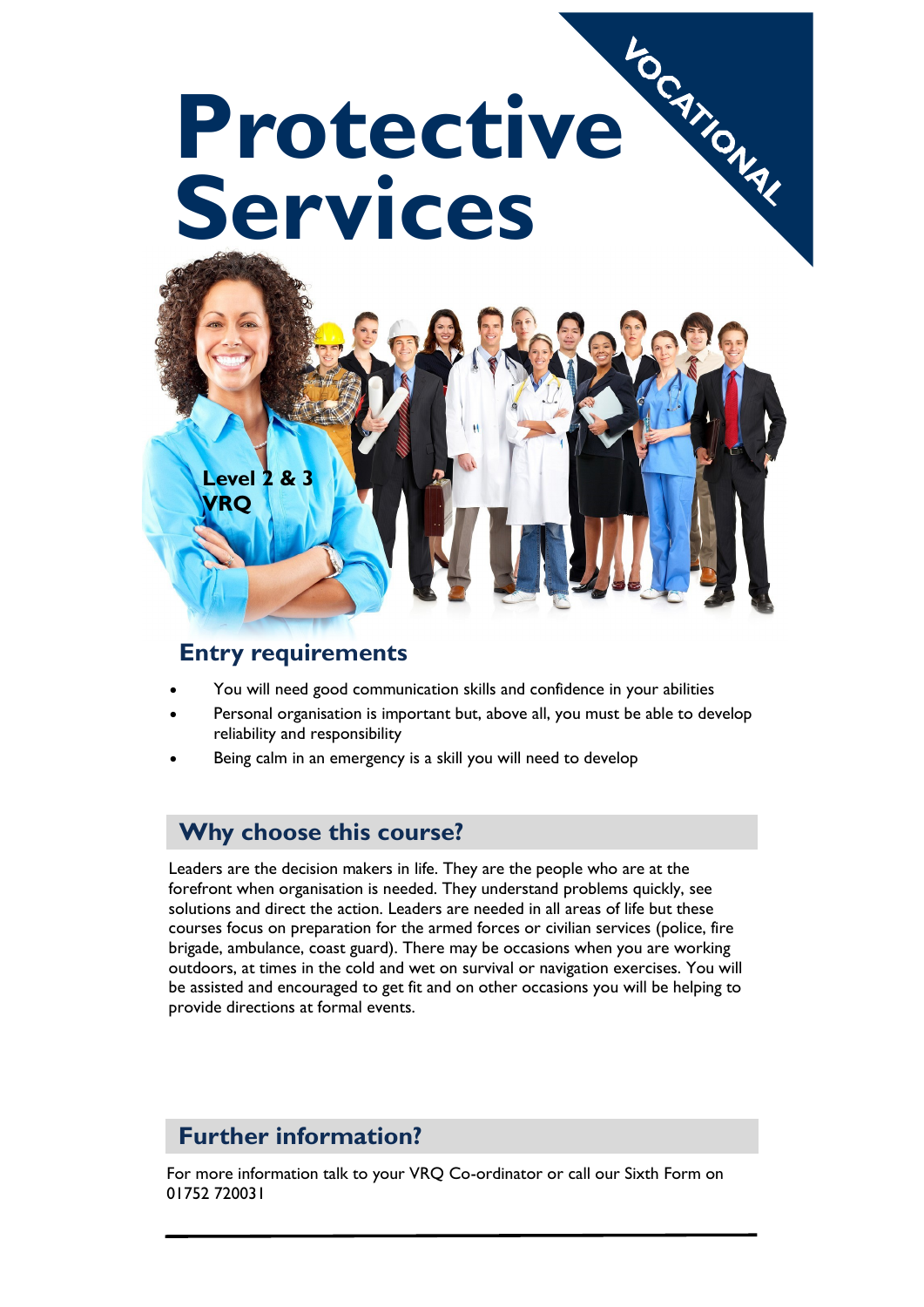# Protective Services

VOCATIONAL

**Level 2 & 3 VRQ**

## Entry requirements

- You will need good communication skills and confidence in your abilities
- Personal organisation is important but, above all, you must be able to develop reliability and responsibility
- Being calm in an emergency is a skill you will need to develop

## Why choose this course?

Leaders are the decision makers in life. They are the people who are at the forefront when organisation is needed. They understand problems quickly, see solutions and direct the action. Leaders are needed in all areas of life but these courses focus on preparation for the armed forces or civilian services (police, fire brigade, ambulance, coast guard). There may be occasions when you are working outdoors, at times in the cold and wet on survival or navigation exercises. You will be assisted and encouraged to get fit and on other occasions you will be helping to provide directions at formal events.

## Further information?

For more information talk to your VRQ Co-ordinator or call our Sixth Form on 01752 720031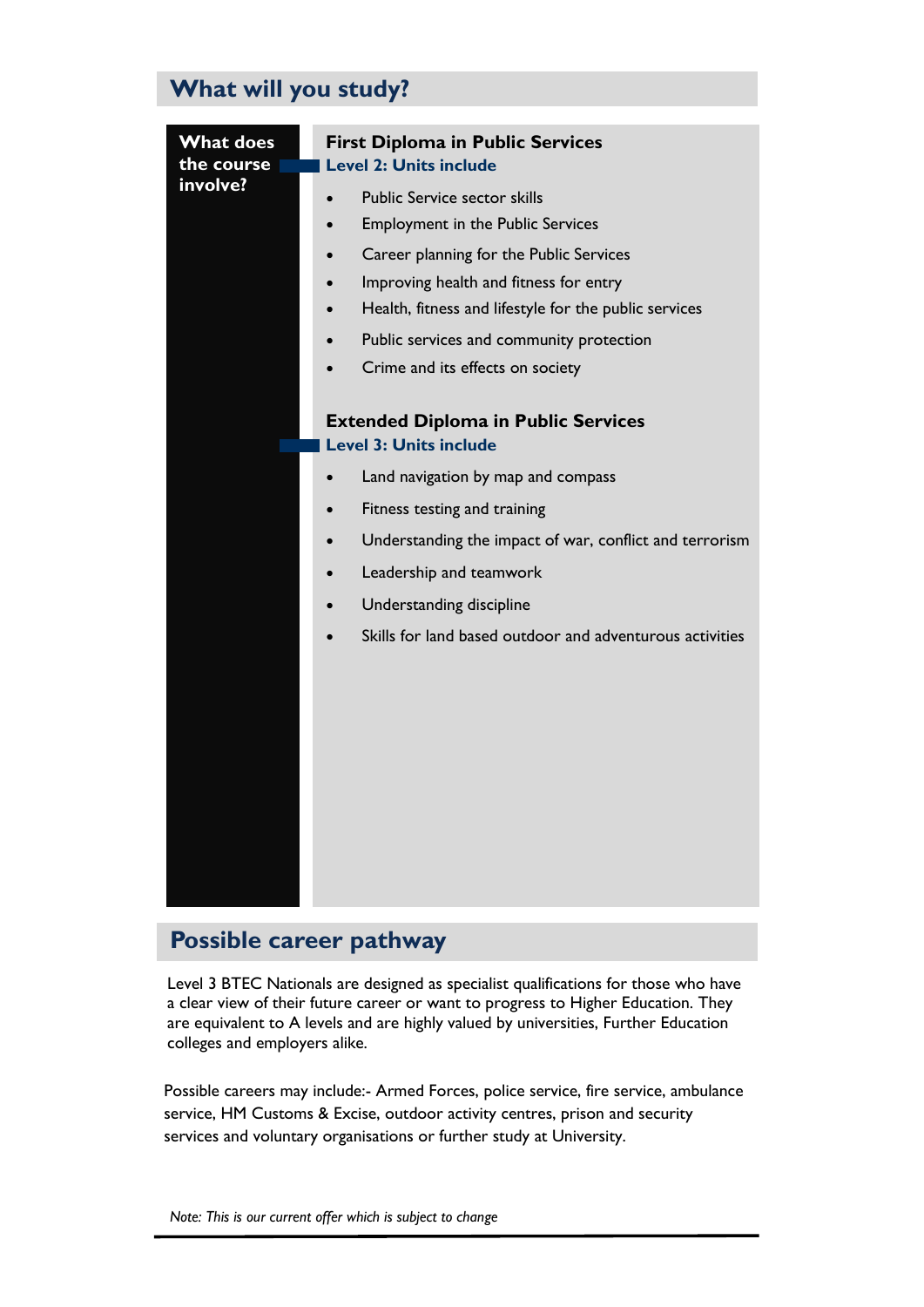## What will you study?

**What does the course involve?**

### First Diploma in Public Services

**Level 2: Units include**

- Public Service sector skills
- Employment in the Public Services
- Career planning for the Public Services
- Improving health and fitness for entry
- Health, fitness and lifestyle for the public services
- Public services and community protection
- Crime and its effects on society

### Extended Diploma in Public Services

**Level 3: Units include**

- Land navigation by map and compass
- Fitness testing and training
- Understanding the impact of war, conflict and terrorism
- Leadership and teamwork
- Understanding discipline
- Skills for land based outdoor and adventurous activities

## Possible career pathway

Level 3 BTEC Nationals are designed as specialist qualifications for those who have a clear view of their future career or want to progress to Higher Education. They are equivalent to A levels and are highly valued by universities, Further Education colleges and employers alike.

Possible careers may include:- Armed Forces, police service, fire service, ambulance service, HM Customs & Excise, outdoor activity centres, prison and security services and voluntary organisations or further study at University.

*Note: This is our current offer which is subject to change*